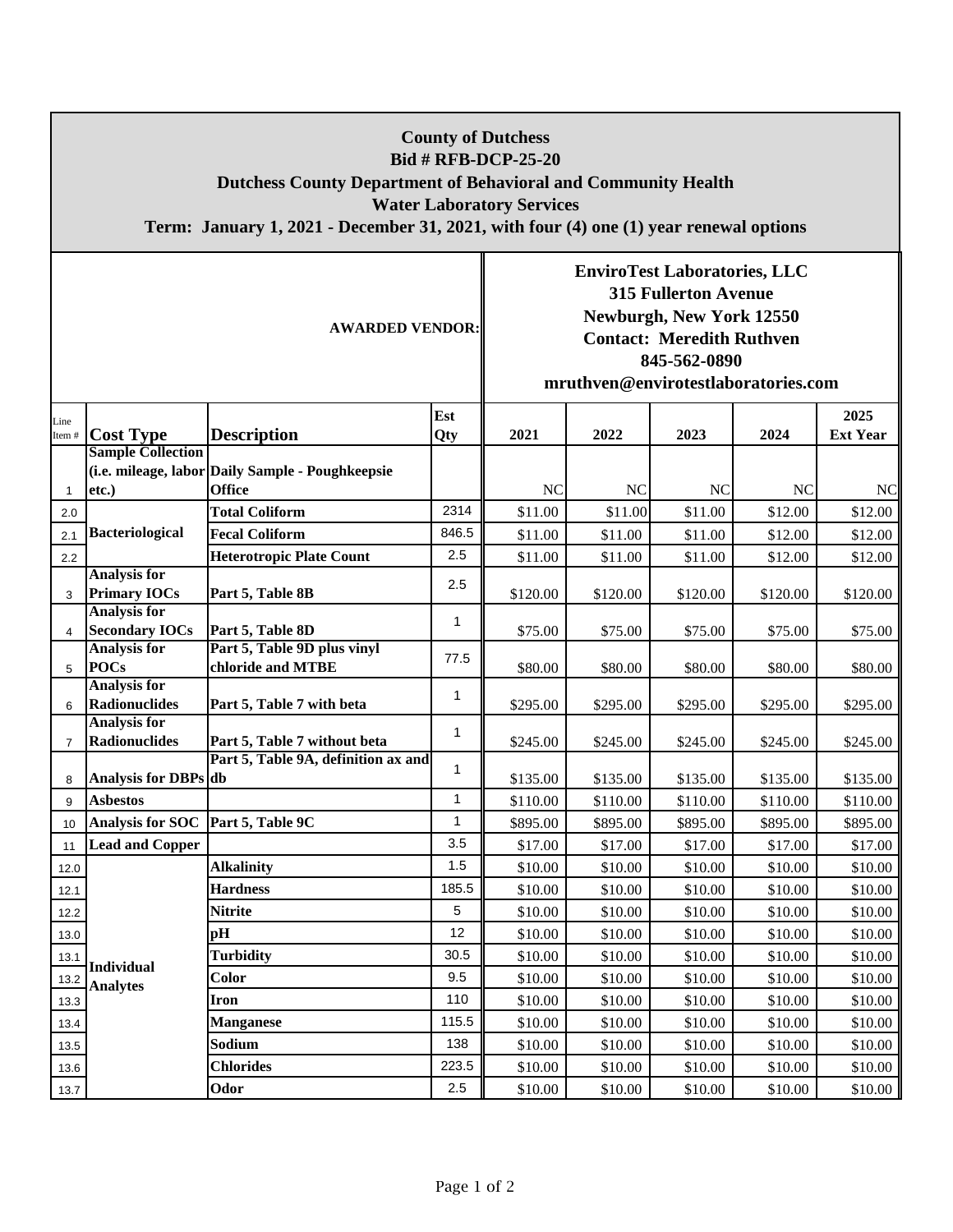# County of Dutchess

## Bid # RFB-DCP-25-20

## Dutchess County Department of Behavioral and Community Health

## Water Laboratory Services

**Term: January 1, 2021 - December 31, 2021, with four (4) one (1) year renewal options**

**AWARDED VENDOR:**

**EnviroTest Laboratories, LLC**
**315 Fullerton Avenue**
**Newburgh, New York 12550**
**Contact: Meredith Ruthven**
**845-562-0890**
**mruthven@envirotestlaboratories.com**

| Line Item # | Cost Type | Description | Est Qty | 2021 | 2022 | 2023 | 2024 | 2025 Ext Year |
|---|---|---|---|---|---|---|---|---|
| 1 | Sample Collection (i.e. mileage, labor etc.) | Daily Sample - Poughkeepsie Office | | NC | NC | NC | NC | NC |
| 2.0 | Bacteriological | Total Coliform | 2314 | $11.00 | $11.00 | $11.00 | $12.00 | $12.00 |
| 2.1 | | Fecal Coliform | 846.5 | $11.00 | $11.00 | $11.00 | $12.00 | $12.00 |
| 2.2 | | Heterotropic Plate Count | 2.5 | $11.00 | $11.00 | $11.00 | $12.00 | $12.00 |
| 3 | Analysis for Primary IOCs | Part 5, Table 8B | 2.5 | $120.00 | $120.00 | $120.00 | $120.00 | $120.00 |
| 4 | Analysis for Secondary IOCs | Part 5, Table 8D | 1 | $75.00 | $75.00 | $75.00 | $75.00 | $75.00 |
| 5 | Analysis for POCs | Part 5, Table 9D plus vinyl chloride and MTBE | 77.5 | $80.00 | $80.00 | $80.00 | $80.00 | $80.00 |
| 6 | Analysis for Radionuclides | Part 5, Table 7 with beta | 1 | $295.00 | $295.00 | $295.00 | $295.00 | $295.00 |
| 7 | Analysis for Radionuclides | Part 5, Table 7 without beta | 1 | $245.00 | $245.00 | $245.00 | $245.00 | $245.00 |
| 8 | Analysis for DBPs | Part 5, Table 9A, definition ax and db | 1 | $135.00 | $135.00 | $135.00 | $135.00 | $135.00 |
| 9 | Asbestos | | 1 | $110.00 | $110.00 | $110.00 | $110.00 | $110.00 |
| 10 | Analysis for SOC | Part 5, Table 9C | 1 | $895.00 | $895.00 | $895.00 | $895.00 | $895.00 |
| 11 | Lead and Copper | | 3.5 | $17.00 | $17.00 | $17.00 | $17.00 | $17.00 |
| 12.0 | Individual Analytes | Alkalinity | 1.5 | $10.00 | $10.00 | $10.00 | $10.00 | $10.00 |
| 12.1 | | Hardness | 185.5 | $10.00 | $10.00 | $10.00 | $10.00 | $10.00 |
| 12.2 | | Nitrite | 5 | $10.00 | $10.00 | $10.00 | $10.00 | $10.00 |
| 13.0 | | pH | 12 | $10.00 | $10.00 | $10.00 | $10.00 | $10.00 |
| 13.1 | | Turbidity | 30.5 | $10.00 | $10.00 | $10.00 | $10.00 | $10.00 |
| 13.2 | | Color | 9.5 | $10.00 | $10.00 | $10.00 | $10.00 | $10.00 |
| 13.3 | | Iron | 110 | $10.00 | $10.00 | $10.00 | $10.00 | $10.00 |
| 13.4 | | Manganese | 115.5 | $10.00 | $10.00 | $10.00 | $10.00 | $10.00 |
| 13.5 | | Sodium | 138 | $10.00 | $10.00 | $10.00 | $10.00 | $10.00 |
| 13.6 | | Chlorides | 223.5 | $10.00 | $10.00 | $10.00 | $10.00 | $10.00 |
| 13.7 | | Odor | 2.5 | $10.00 | $10.00 | $10.00 | $10.00 | $10.00 |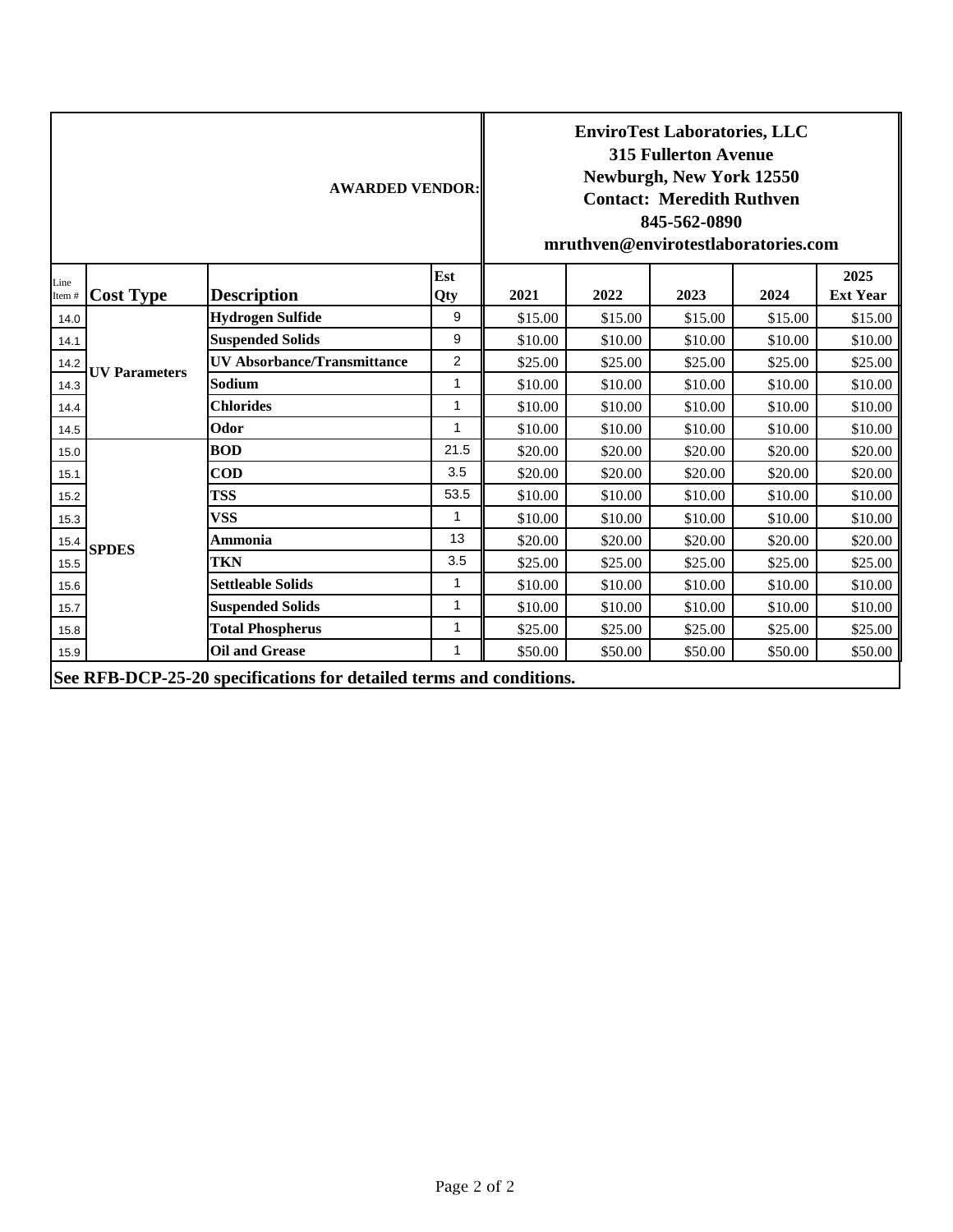| | | | | | | | | |
|---|---|---|---|---|---|---|---|---|
| | | **AWARDED VENDOR:** | | **EnviroTest Laboratories, LLC**<br>**315 Fullerton Avenue**<br>**Newburgh, New York 12550**<br>**Contact: Meredith Ruthven**<br>**845-562-0890**<br>**mruthven@envirotestlaboratories.com** | | | | |
| Line Item # | **Cost Type** | **Description** | **Est Qty** | **2021** | **2022** | **2023** | **2024** | **2025 Ext Year** |
| 14.0 | **UV Parameters** | **Hydrogen Sulfide** | 9 | $15.00 | $15.00 | $15.00 | $15.00 | $15.00 |
| 14.1 | | **Suspended Solids** | 9 | $10.00 | $10.00 | $10.00 | $10.00 | $10.00 |
| 14.2 | | **UV Absorbance/Transmittance** | 2 | $25.00 | $25.00 | $25.00 | $25.00 | $25.00 |
| 14.3 | | **Sodium** | 1 | $10.00 | $10.00 | $10.00 | $10.00 | $10.00 |
| 14.4 | | **Chlorides** | 1 | $10.00 | $10.00 | $10.00 | $10.00 | $10.00 |
| 14.5 | | **Odor** | 1 | $10.00 | $10.00 | $10.00 | $10.00 | $10.00 |
| 15.0 | **SPDES** | **BOD** | 21.5 | $20.00 | $20.00 | $20.00 | $20.00 | $20.00 |
| 15.1 | | **COD** | 3.5 | $20.00 | $20.00 | $20.00 | $20.00 | $20.00 |
| 15.2 | | **TSS** | 53.5 | $10.00 | $10.00 | $10.00 | $10.00 | $10.00 |
| 15.3 | | **VSS** | 1 | $10.00 | $10.00 | $10.00 | $10.00 | $10.00 |
| 15.4 | | **Ammonia** | 13 | $20.00 | $20.00 | $20.00 | $20.00 | $20.00 |
| 15.5 | | **TKN** | 3.5 | $25.00 | $25.00 | $25.00 | $25.00 | $25.00 |
| 15.6 | | **Settleable Solids** | 1 | $10.00 | $10.00 | $10.00 | $10.00 | $10.00 |
| 15.7 | | **Suspended Solids** | 1 | $10.00 | $10.00 | $10.00 | $10.00 | $10.00 |
| 15.8 | | **Total Phospherus** | 1 | $25.00 | $25.00 | $25.00 | $25.00 | $25.00 |
| 15.9 | | **Oil and Grease** | 1 | $50.00 | $50.00 | $50.00 | $50.00 | $50.00 |

**See RFB-DCP-25-20 specifications for detailed terms and conditions.**